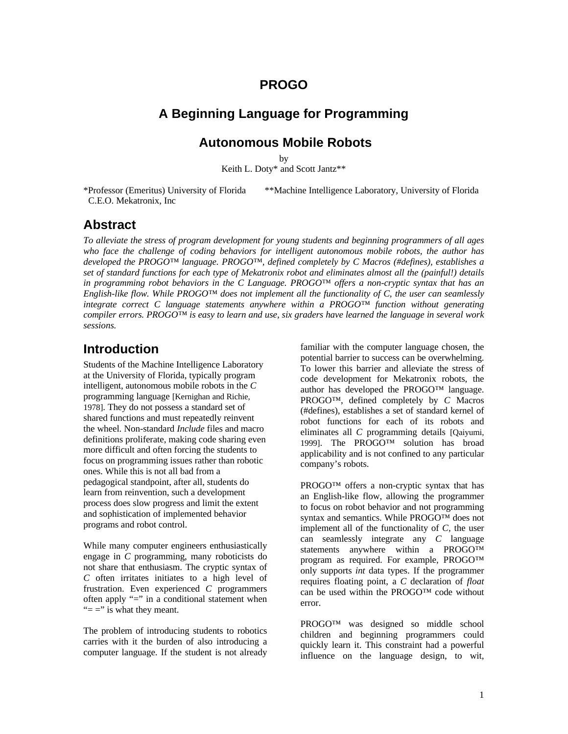# PROGO

# A Beginning Language for Programming

# Autonomous Mobile Robots

by
Keith L. Doty* and Scott Jantz**

*Professor (Emeritus) University of Florida
C.E.O. Mekatronix, Inc

**Machine Intelligence Laboratory, University of Florida

## Abstract

*To alleviate the stress of program development for young students and beginning programmers of all ages who face the challenge of coding behaviors for intelligent autonomous mobile robots, the author has developed the PROGO™ language. PROGO™, defined completely by C Macros (#defines), establishes a set of standard functions for each type of Mekatronix robot and eliminates almost all the (painful!) details in programming robot behaviors in the C Language. PROGO™ offers a non-cryptic syntax that has an English-like flow. While PROGO™ does not implement all the functionality of C, the user can seamlessly integrate correct C language statements anywhere within a PROGO™ function without generating compiler errors. PROGO™ is easy to learn and use, six graders have learned the language in several work sessions.*

## Introduction

Students of the Machine Intelligence Laboratory at the University of Florida, typically program intelligent, autonomous mobile robots in the *C* programming language [Kernighan and Richie, 1978]. They do not possess a standard set of shared functions and must repeatedly reinvent the wheel. Non-standard *Include* files and macro definitions proliferate, making code sharing even more difficult and often forcing the students to focus on programming issues rather than robotic ones. While this is not all bad from a pedagogical standpoint, after all, students do learn from reinvention, such a development process does slow progress and limit the extent and sophistication of implemented behavior programs and robot control.

While many computer engineers enthusiastically engage in *C* programming, many roboticists do not share that enthusiasm. The cryptic syntax of *C* often irritates initiates to a high level of frustration. Even experienced *C* programmers often apply "=" in a conditional statement when "= =" is what they meant.

The problem of introducing students to robotics carries with it the burden of also introducing a computer language. If the student is not already familiar with the computer language chosen, the potential barrier to success can be overwhelming. To lower this barrier and alleviate the stress of code development for Mekatronix robots, the author has developed the PROGO™ language. PROGO™, defined completely by *C* Macros (#defines), establishes a set of standard kernel of robot functions for each of its robots and eliminates all *C* programming details [Qaiyumi, 1999]. The PROGO™ solution has broad applicability and is not confined to any particular company's robots.

PROGO™ offers a non-cryptic syntax that has an English-like flow, allowing the programmer to focus on robot behavior and not programming syntax and semantics. While PROGO™ does not implement all of the functionality of *C*, the user can seamlessly integrate any *C* language statements anywhere within a PROGO™ program as required. For example, PROGO™ only supports *int* data types. If the programmer requires floating point, a *C* declaration of *float* can be used within the PROGO™ code without error.

PROGO™ was designed so middle school children and beginning programmers could quickly learn it. This constraint had a powerful influence on the language design, to wit,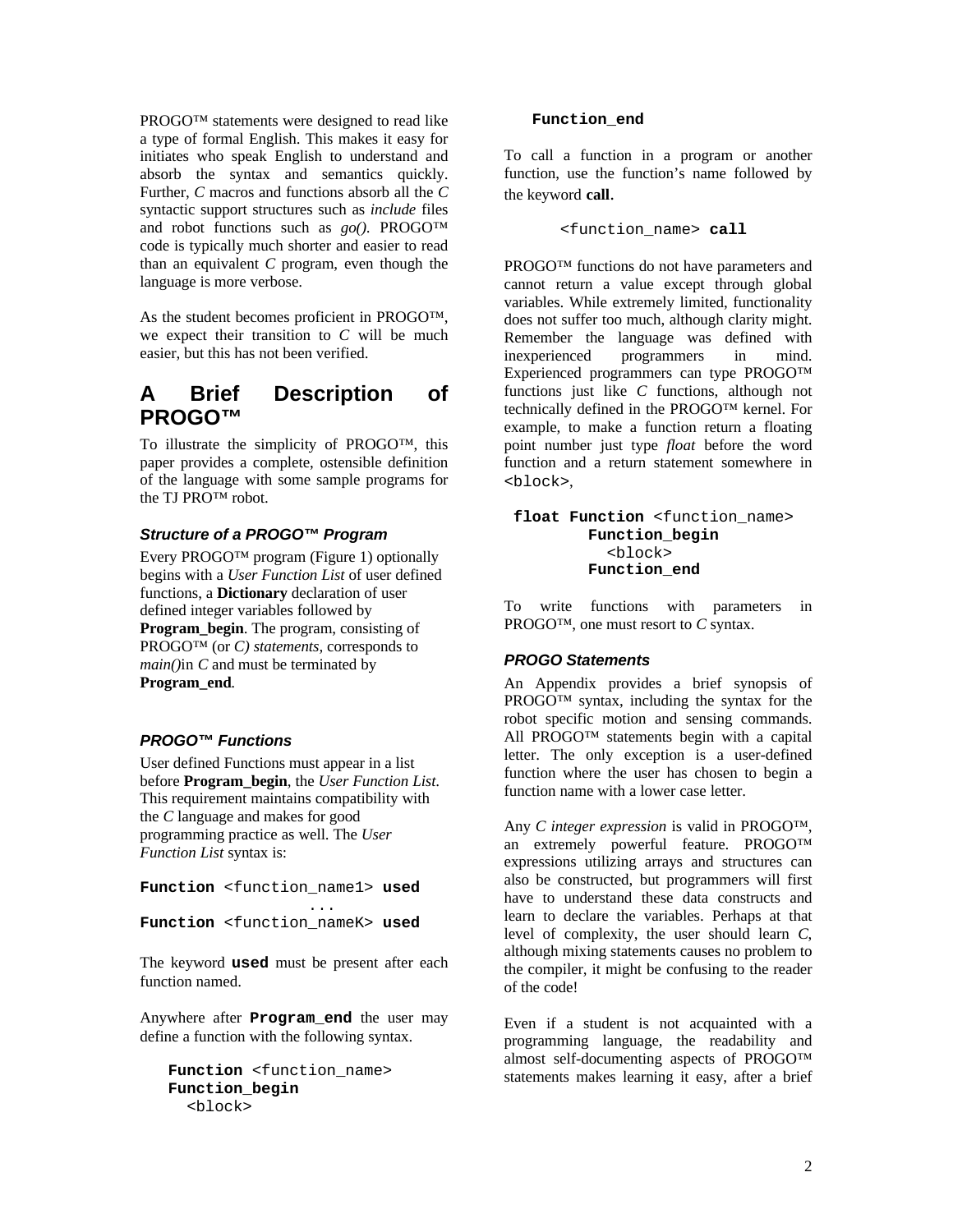PROGO™ statements were designed to read like a type of formal English. This makes it easy for initiates who speak English to understand and absorb the syntax and semantics quickly. Further, *C* macros and functions absorb all the *C* syntactic support structures such as *include* files and robot functions such as *go()*. PROGO™ code is typically much shorter and easier to read than an equivalent *C* program, even though the language is more verbose.

As the student becomes proficient in PROGO™, we expect their transition to *C* will be much easier, but this has not been verified.

# A Brief Description of PROGO™

To illustrate the simplicity of PROGO™, this paper provides a complete, ostensible definition of the language with some sample programs for the TJ PRO™ robot.

### *Structure of a PROGO™ Program*

Every PROGO™ program (Figure 1) optionally begins with a *User Function List* of user defined functions, a **Dictionary** declaration of user defined integer variables followed by **Program_begin**. The program, consisting of PROGO™ (or *C) statements*, corresponds to *main()*in *C* and must be terminated by **Program_end**.

### *PROGO™ Functions*

User defined Functions must appear in a list before **Program_begin**, the *User Function List*. This requirement maintains compatibility with the *C* language and makes for good programming practice as well. The *User Function List* syntax is:

```
Function <function_name1> used
                  ...
Function <function_nameK> used
```

The keyword **used** must be present after each function named.

Anywhere after **Program_end** the user may define a function with the following syntax.

```
Function <function_name>
Function_begin
  <block>
Function_end
```

To call a function in a program or another function, use the function's name followed by the keyword **call**.

```
<function_name> call
```

PROGO™ functions do not have parameters and cannot return a value except through global variables. While extremely limited, functionality does not suffer too much, although clarity might. Remember the language was defined with inexperienced programmers in mind. Experienced programmers can type PROGO™ functions just like *C* functions, although not technically defined in the PROGO™ kernel. For example, to make a function return a floating point number just type *float* before the word function and a return statement somewhere in `<block>`,

```
float Function <function_name>
        Function_begin
          <block>
        Function_end
```

To write functions with parameters in PROGO™, one must resort to *C* syntax.

### *PROGO Statements*

An Appendix provides a brief synopsis of PROGO™ syntax, including the syntax for the robot specific motion and sensing commands. All PROGO™ statements begin with a capital letter. The only exception is a user-defined function where the user has chosen to begin a function name with a lower case letter.

Any *C integer expression* is valid in PROGO™, an extremely powerful feature. PROGO™ expressions utilizing arrays and structures can also be constructed, but programmers will first have to understand these data constructs and learn to declare the variables. Perhaps at that level of complexity, the user should learn *C*, although mixing statements causes no problem to the compiler, it might be confusing to the reader of the code!

Even if a student is not acquainted with a programming language, the readability and almost self-documenting aspects of PROGO™ statements makes learning it easy, after a brief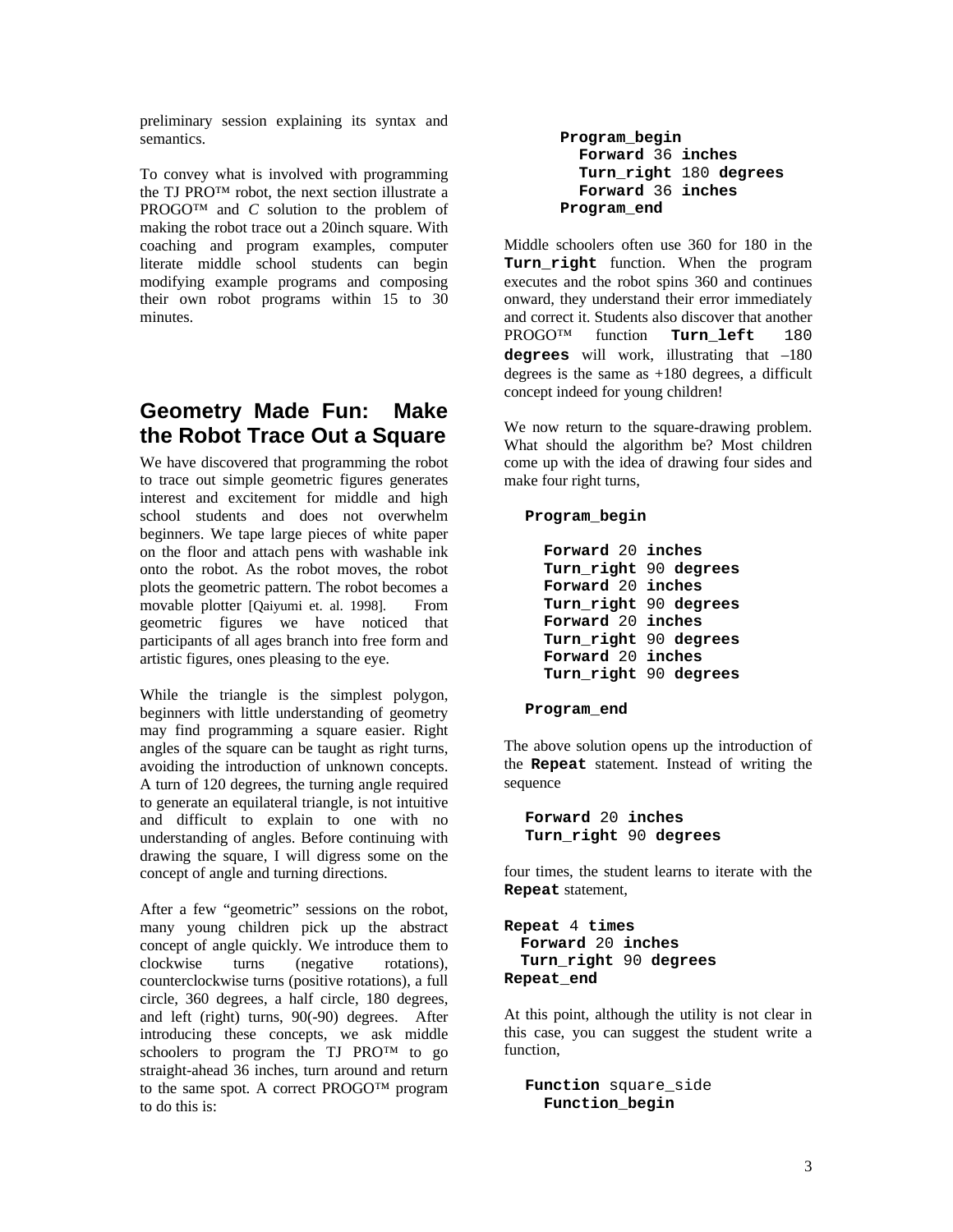preliminary session explaining its syntax and semantics.

To convey what is involved with programming the TJ PRO™ robot, the next section illustrate a PROGO™ and *C* solution to the problem of making the robot trace out a 20inch square. With coaching and program examples, computer literate middle school students can begin modifying example programs and composing their own robot programs within 15 to 30 minutes.

## Geometry Made Fun: Make the Robot Trace Out a Square

We have discovered that programming the robot to trace out simple geometric figures generates interest and excitement for middle and high school students and does not overwhelm beginners. We tape large pieces of white paper on the floor and attach pens with washable ink onto the robot. As the robot moves, the robot plots the geometric pattern. The robot becomes a movable plotter [Qaiyumi et. al. 1998]. From geometric figures we have noticed that participants of all ages branch into free form and artistic figures, ones pleasing to the eye.

While the triangle is the simplest polygon, beginners with little understanding of geometry may find programming a square easier. Right angles of the square can be taught as right turns, avoiding the introduction of unknown concepts. A turn of 120 degrees, the turning angle required to generate an equilateral triangle, is not intuitive and difficult to explain to one with no understanding of angles. Before continuing with drawing the square, I will digress some on the concept of angle and turning directions.

After a few "geometric" sessions on the robot, many young children pick up the abstract concept of angle quickly. We introduce them to clockwise turns (negative rotations), counterclockwise turns (positive rotations), a full circle, 360 degrees, a half circle, 180 degrees, and left (right) turns, 90(-90) degrees. After introducing these concepts, we ask middle schoolers to program the TJ PRO™ to go straight-ahead 36 inches, turn around and return to the same spot. A correct PROGO™ program to do this is:

```
Program_begin
  Forward 36 inches
  Turn_right 180 degrees
  Forward 36 inches
Program_end
```

Middle schoolers often use 360 for 180 in the **Turn_right** function. When the program executes and the robot spins 360 and continues onward, they understand their error immediately and correct it. Students also discover that another PROGO™ function **Turn_left** 180 **degrees** will work, illustrating that –180 degrees is the same as +180 degrees, a difficult concept indeed for young children!

We now return to the square-drawing problem. What should the algorithm be? Most children come up with the idea of drawing four sides and make four right turns,

```
Program_begin

  Forward 20 inches
  Turn_right 90 degrees
  Forward 20 inches
  Turn_right 90 degrees
  Forward 20 inches
  Turn_right 90 degrees
  Forward 20 inches
  Turn_right 90 degrees

Program_end
```

The above solution opens up the introduction of the **Repeat** statement. Instead of writing the sequence

```
Forward 20 inches
Turn_right 90 degrees
```

four times, the student learns to iterate with the **Repeat** statement,

```
Repeat 4 times
  Forward 20 inches
  Turn_right 90 degrees
Repeat_end
```

At this point, although the utility is not clear in this case, you can suggest the student write a function,

```
Function square_side
  Function_begin
```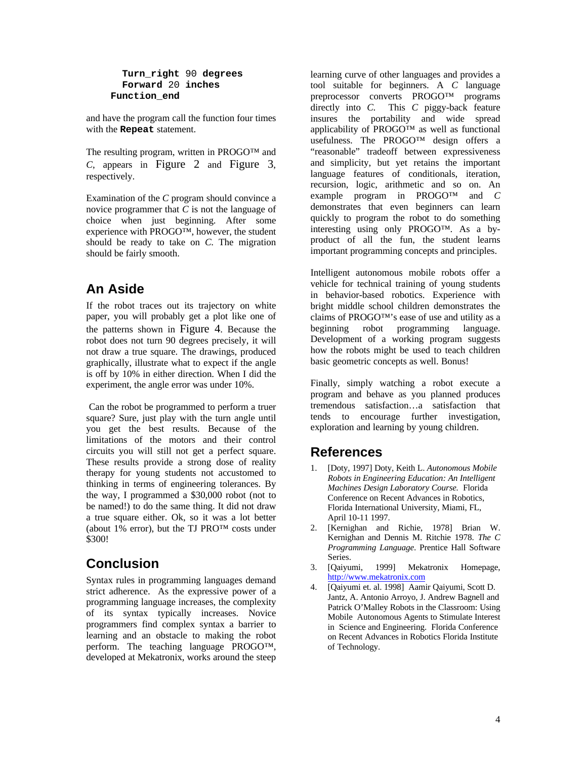```
    Turn_right 90 degrees
    Forward 20 inches
  Function_end
```

and have the program call the function four times with the **Repeat** statement.

The resulting program, written in PROGO™ and *C*, appears in Figure 2 and Figure 3, respectively.

Examination of the *C* program should convince a novice programmer that *C* is not the language of choice when just beginning. After some experience with PROGO™, however, the student should be ready to take on *C.* The migration should be fairly smooth.

## An Aside

If the robot traces out its trajectory on white paper, you will probably get a plot like one of the patterns shown in Figure 4. Because the robot does not turn 90 degrees precisely, it will not draw a true square. The drawings, produced graphically, illustrate what to expect if the angle is off by 10% in either direction. When I did the experiment, the angle error was under 10%.

Can the robot be programmed to perform a truer square? Sure, just play with the turn angle until you get the best results. Because of the limitations of the motors and their control circuits you will still not get a perfect square. These results provide a strong dose of reality therapy for young students not accustomed to thinking in terms of engineering tolerances. By the way, I programmed a $30,000 robot (not to be named!) to do the same thing. It did not draw a true square either. Ok, so it was a lot better (about 1% error), but the TJ PRO™ costs under $300!

## Conclusion

Syntax rules in programming languages demand strict adherence. As the expressive power of a programming language increases, the complexity of its syntax typically increases. Novice programmers find complex syntax a barrier to learning and an obstacle to making the robot perform. The teaching language PROGO™, developed at Mekatronix, works around the steep learning curve of other languages and provides a tool suitable for beginners. A *C* language preprocessor converts PROGO™ programs directly into *C.* This *C* piggy-back feature insures the portability and wide spread applicability of PROGO™ as well as functional usefulness. The PROGO™ design offers a "reasonable" tradeoff between expressiveness and simplicity, but yet retains the important language features of conditionals, iteration, recursion, logic, arithmetic and so on. An example program in PROGO™ and *C* demonstrates that even beginners can learn quickly to program the robot to do something interesting using only PROGO™. As a by-product of all the fun, the student learns important programming concepts and principles.

Intelligent autonomous mobile robots offer a vehicle for technical training of young students in behavior-based robotics. Experience with bright middle school children demonstrates the claims of PROGO™'s ease of use and utility as a beginning robot programming language. Development of a working program suggests how the robots might be used to teach children basic geometric concepts as well. Bonus!

Finally, simply watching a robot execute a program and behave as you planned produces tremendous satisfaction…a satisfaction that tends to encourage further investigation, exploration and learning by young children.

## References

1. [Doty, 1997] Doty, Keith L. *Autonomous Mobile Robots in Engineering Education: An Intelligent Machines Design Laboratory Course.* Florida Conference on Recent Advances in Robotics, Florida International University, Miami, FL, April 10-11 1997.
2. [Kernighan and Richie, 1978] Brian W. Kernighan and Dennis M. Ritchie 1978. *The C Programming Language*. Prentice Hall Software Series.
3. [Qaiyumi, 1999] Mekatronix Homepage, http://www.mekatronix.com
4. [Qaiyumi et. al. 1998] Aamir Qaiyumi, Scott D. Jantz, A. Antonio Arroyo, J. Andrew Bagnell and Patrick O'Malley Robots in the Classroom: Using Mobile Autonomous Agents to Stimulate Interest in Science and Engineering. Florida Conference on Recent Advances in Robotics Florida Institute of Technology.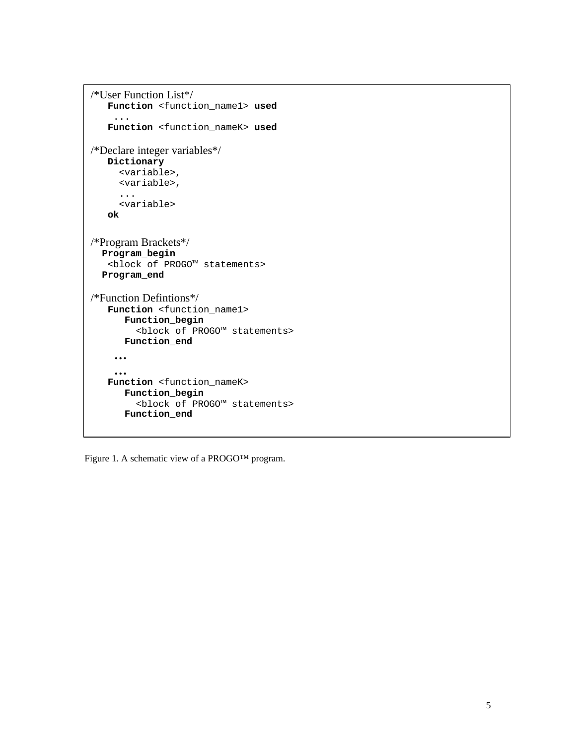```
/*User Function List*/
   Function <function_name1> used
    ...
   Function <function_nameK> used

/*Declare integer variables*/
   Dictionary
     <variable>,
     <variable>,
     ...
     <variable>
   ok


/*Program Brackets*/
  Program_begin
   <block of PROGO™ statements>
  Program_end

/*Function Defintions*/
   Function <function_name1>
      Function_begin
        <block of PROGO™ statements>
      Function_end
    …
    …
   Function <function_nameK>
      Function_begin
        <block of PROGO™ statements>
      Function_end
```

Figure 1. A schematic view of a PROGO™ program.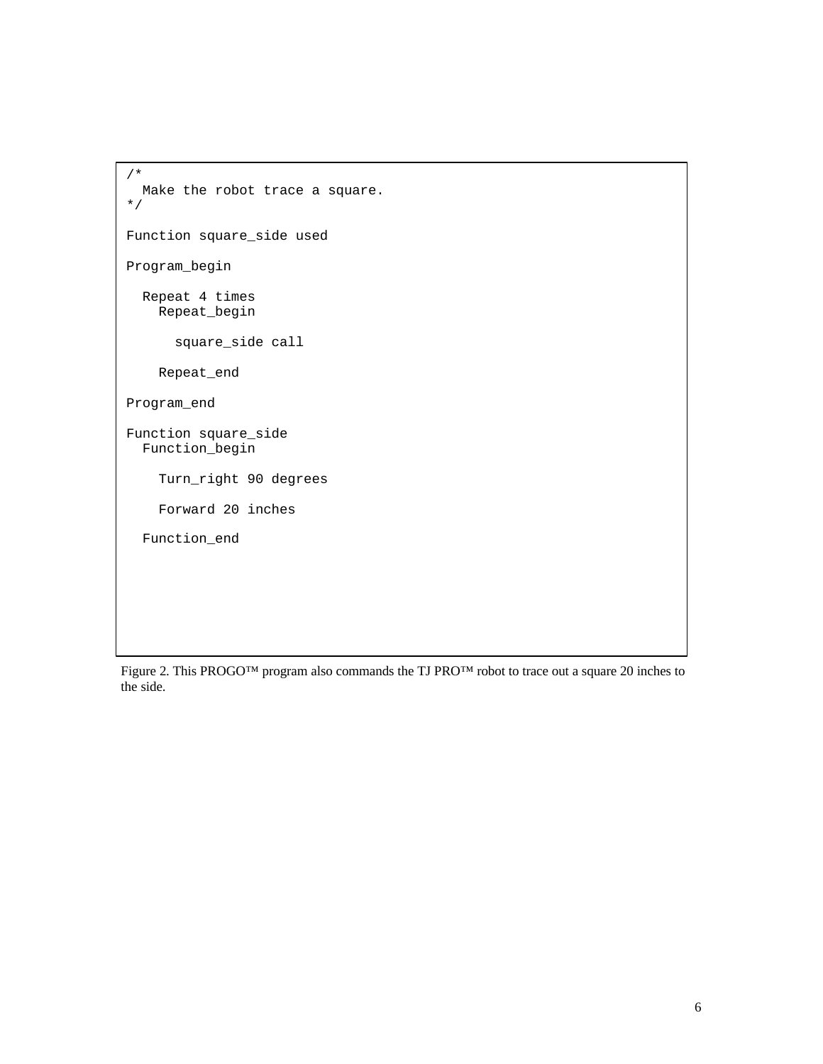```
/*
  Make the robot trace a square.
*/

Function square_side used

Program_begin

  Repeat 4 times
    Repeat_begin

      square_side call

    Repeat_end

Program_end

Function square_side
  Function_begin

    Turn_right 90 degrees

    Forward 20 inches

  Function_end
```

Figure 2. This PROGO™ program also commands the TJ PRO™ robot to trace out a square 20 inches to the side.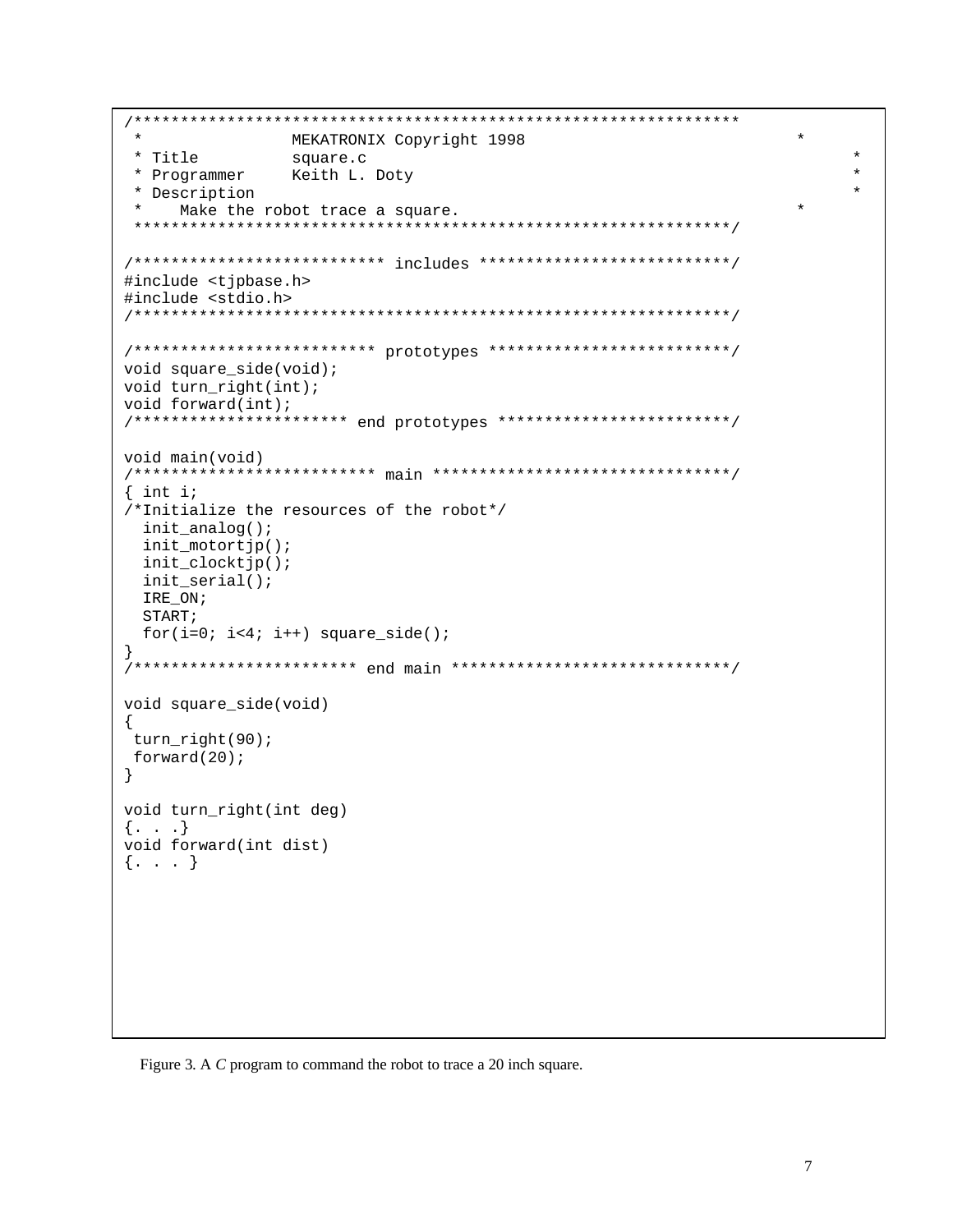```
/****************************************************************
 *               MEKATRONIX Copyright 1998                      *
 * Title         square.c                                        *
 * Programmer    Keith L. Doty                                   *
 * Description                                                   *
 *    Make the robot trace a square.                            *
 ****************************************************************/

/*************************** includes ***************************/
#include <tjpbase.h>
#include <stdio.h>
/****************************************************************/

/************************** prototypes **************************/
void square_side(void);
void turn_right(int);
void forward(int);
/*********************** end prototypes *************************/

void main(void)
/************************** main ********************************/
{ int i;
/*Initialize the resources of the robot*/
  init_analog();
  init_motortjp();
  init_clocktjp();
  init_serial();
  IRE_ON;
  START;
  for(i=0; i<4; i++) square_side();
}
/************************ end main ******************************/

void square_side(void)
{
 turn_right(90);
 forward(20);
}

void turn_right(int deg)
{. . .}
void forward(int dist)
{. . . }
```

Figure 3. A *C* program to command the robot to trace a 20 inch square.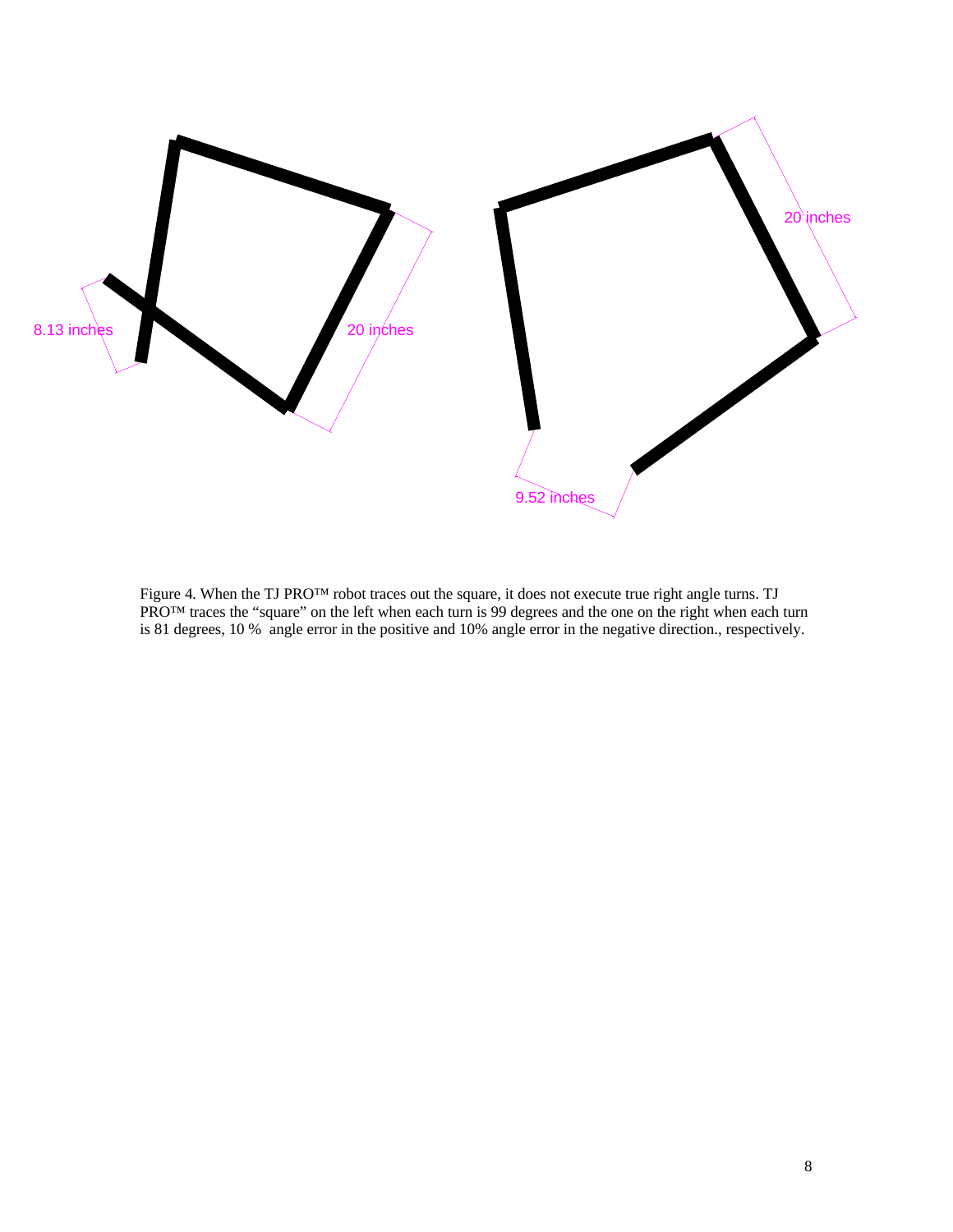8.13 inches

20 inches

20 inches

9.52 inches

Figure 4. When the TJ PRO™ robot traces out the square, it does not execute true right angle turns. TJ PRO™ traces the "square" on the left when each turn is 99 degrees and the one on the right when each turn is 81 degrees, 10 % angle error in the positive and 10% angle error in the negative direction., respectively.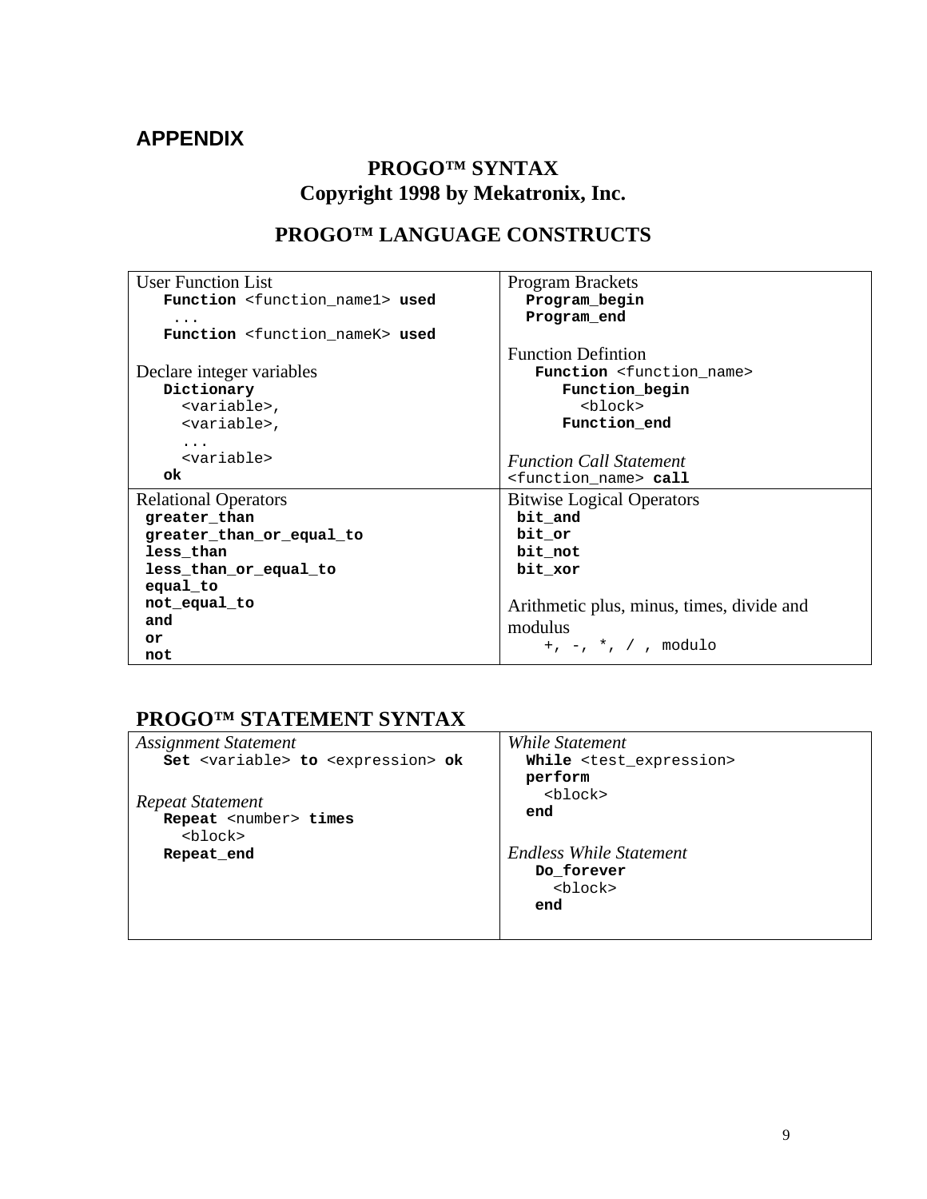## APPENDIX

### PROGO™ SYNTAX
### Copyright 1998 by Mekatronix, Inc.

### PROGO™ LANGUAGE CONSTRUCTS

| | |
|---|---|
| User Function List<br>`Function <function_name1> used`<br>`...`<br>`Function <function_nameK> used`<br><br>Declare integer variables<br>`Dictionary`<br>`<variable>,`<br>`<variable>,`<br>`...`<br>`<variable>`<br>`ok` | Program Brackets<br>`Program_begin`<br>`Program_end`<br><br>Function Defintion<br>`Function <function_name>`<br>`Function_begin`<br>`<block>`<br>`Function_end`<br><br>*Function Call Statement*<br>`<function_name> call` |
| Relational Operators<br>`greater_than`<br>`greater_than_or_equal_to`<br>`less_than`<br>`less_than_or_equal_to`<br>`equal_to`<br>`not_equal_to`<br>`and`<br>`or`<br>`not` | Bitwise Logical Operators<br>`bit_and`<br>`bit_or`<br>`bit_not`<br>`bit_xor`<br><br>Arithmetic plus, minus, times, divide and modulus<br>`+, -, *, / , modulo` |

### PROGO™ STATEMENT SYNTAX

| | |
|---|---|
| *Assignment Statement*<br>`Set <variable> to <expression> ok`<br><br>*Repeat Statement*<br>`Repeat <number> times`<br>`<block>`<br>`Repeat_end` | *While Statement*<br>`While <test_expression>`<br>`perform`<br>`<block>`<br>`end`<br><br>*Endless While Statement*<br>`Do_forever`<br>`<block>`<br>`end` |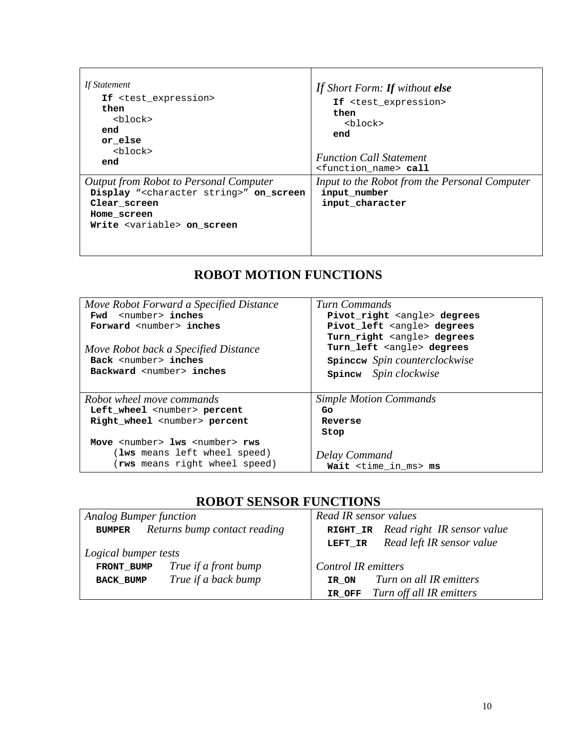| | |
|---|---|
| *If Statement*<br>**If** <test_expression><br>**then**<br><block><br>**end**<br>**or_else**<br><block><br>**end** | *If Short Form:* ***If*** *without* ***else***<br>**If** <test_expression><br>**then**<br><block><br>**end**<br><br>*Function Call Statement*<br><function_name> **call** |
| *Output from Robot to Personal Computer*<br>**Display** "<character string>" **on_screen**<br>**Clear_screen**<br>**Home_screen**<br>**Write** <variable> **on_screen** | *Input to the Robot from the Personal Computer*<br>**input_number**<br>**input_character** |

## ROBOT MOTION FUNCTIONS

| | |
|---|---|
| *Move Robot Forward a Specified Distance*<br>**Fwd** <number> **inches**<br>**Forward** <number> **inches**<br><br>*Move Robot back a Specified Distance*<br>**Back** <number> **inches**<br>**Backward** <number> **inches** | *Turn Commands*<br>**Pivot_right** <angle> **degrees**<br>**Pivot_left** <angle> **degrees**<br>**Turn_right** <angle> **degrees**<br>**Turn_left** <angle> **degrees**<br>**Spinccw** *Spin counterclockwise*<br>**Spincw** *Spin clockwise* |
| *Robot wheel move commands*<br>**Left_wheel** <number> **percent**<br>**Right_wheel** <number> **percent**<br><br>**Move** <number> **lws** <number> **rws**<br>(**lws** means left wheel speed)<br>(**rws** means right wheel speed) | *Simple Motion Commands*<br>**Go**<br>**Reverse**<br>**Stop**<br><br>*Delay Command*<br>**Wait** <time_in_ms> **ms** |

## ROBOT SENSOR FUNCTIONS

| | |
|---|---|
| *Analog Bumper function*<br>**BUMPER** *Returns bump contact reading*<br><br>*Logical bumper tests*<br>**FRONT_BUMP** *True if a front bump*<br>**BACK_BUMP** *True if a back bump* | *Read IR sensor values*<br>**RIGHT_IR** *Read right IR sensor value*<br>**LEFT_IR** *Read left IR sensor value*<br><br>*Control IR emitters*<br>**IR_ON** *Turn on all IR emitters*<br>**IR_OFF** *Turn off all IR emitters* |